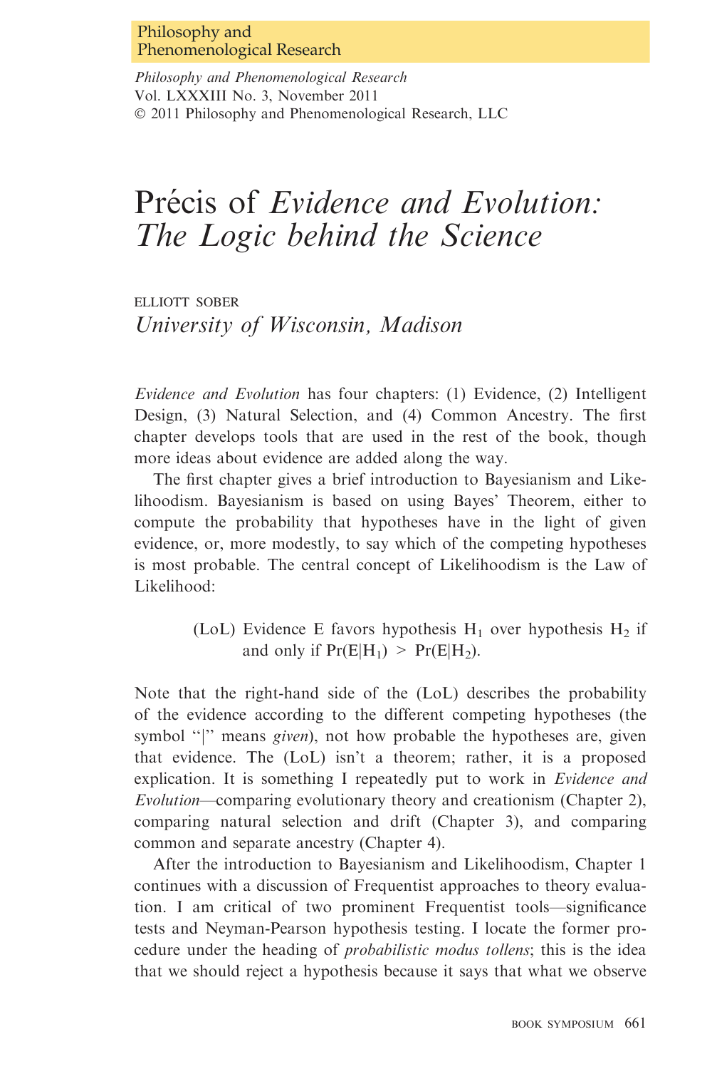# Précis of *Evidence and Evolution: The Logic behind the Science*

ELLIOTT SOBER
*University of Wisconsin, Madison*

*Evidence and Evolution* has four chapters: (1) Evidence, (2) Intelligent Design, (3) Natural Selection, and (4) Common Ancestry. The first chapter develops tools that are used in the rest of the book, though more ideas about evidence are added along the way.

The first chapter gives a brief introduction to Bayesianism and Likelihoodism. Bayesianism is based on using Bayes' Theorem, either to compute the probability that hypotheses have in the light of given evidence, or, more modestly, to say which of the competing hypotheses is most probable. The central concept of Likelihoodism is the Law of Likelihood:

> (LoL) Evidence E favors hypothesis $H_1$ over hypothesis $H_2$ if and only if $Pr(E|H_1) > Pr(E|H_2)$.

Note that the right-hand side of the (LoL) describes the probability of the evidence according to the different competing hypotheses (the symbol "|" means *given*), not how probable the hypotheses are, given that evidence. The (LoL) isn't a theorem; rather, it is a proposed explication. It is something I repeatedly put to work in *Evidence and Evolution*—comparing evolutionary theory and creationism (Chapter 2), comparing natural selection and drift (Chapter 3), and comparing common and separate ancestry (Chapter 4).

After the introduction to Bayesianism and Likelihoodism, Chapter 1 continues with a discussion of Frequentist approaches to theory evaluation. I am critical of two prominent Frequentist tools—significance tests and Neyman-Pearson hypothesis testing. I locate the former procedure under the heading of *probabilistic modus tollens*; this is the idea that we should reject a hypothesis because it says that what we observe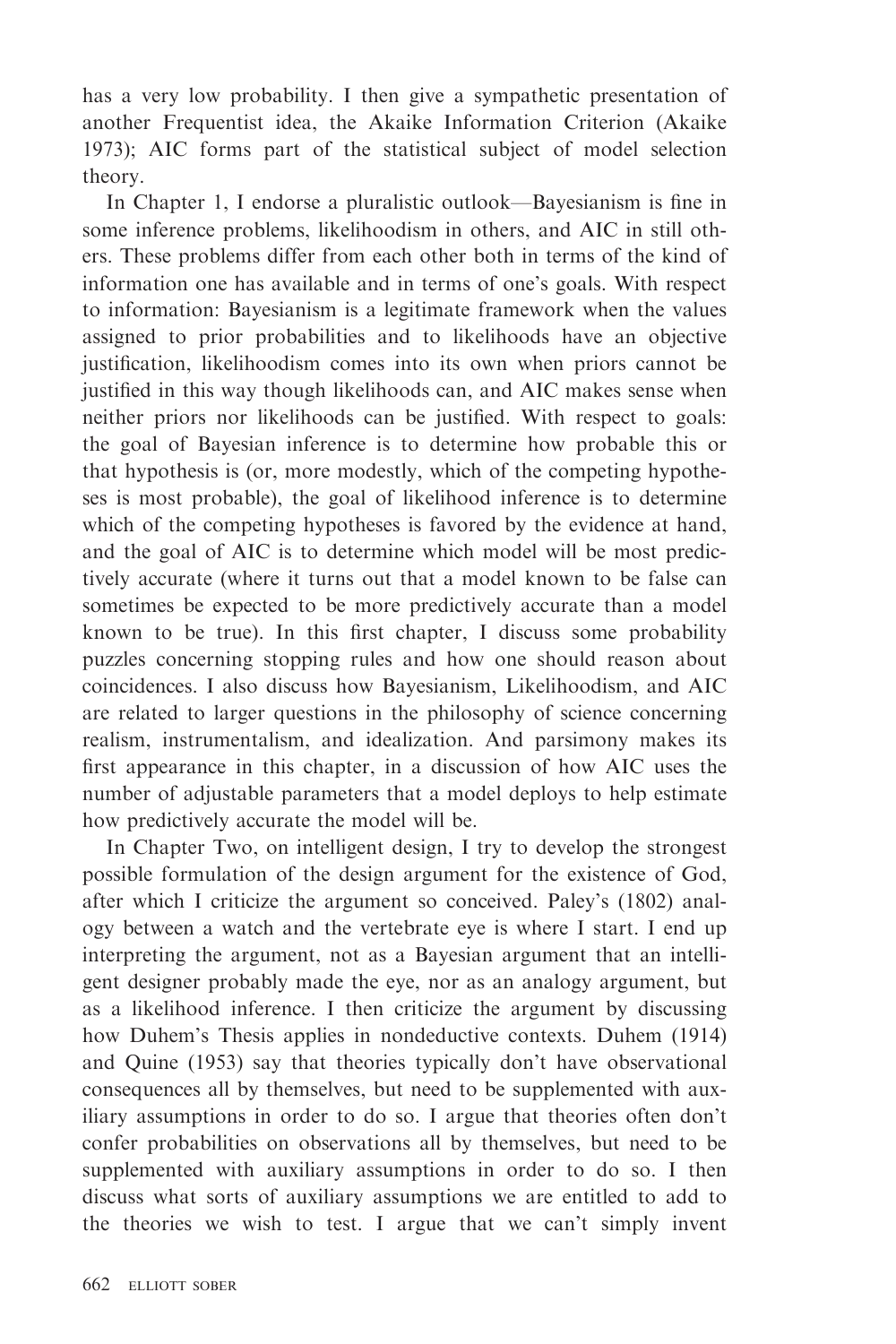has a very low probability. I then give a sympathetic presentation of another Frequentist idea, the Akaike Information Criterion (Akaike 1973); AIC forms part of the statistical subject of model selection theory.

In Chapter 1, I endorse a pluralistic outlook—Bayesianism is fine in some inference problems, likelihoodism in others, and AIC in still others. These problems differ from each other both in terms of the kind of information one has available and in terms of one's goals. With respect to information: Bayesianism is a legitimate framework when the values assigned to prior probabilities and to likelihoods have an objective justification, likelihoodism comes into its own when priors cannot be justified in this way though likelihoods can, and AIC makes sense when neither priors nor likelihoods can be justified. With respect to goals: the goal of Bayesian inference is to determine how probable this or that hypothesis is (or, more modestly, which of the competing hypotheses is most probable), the goal of likelihood inference is to determine which of the competing hypotheses is favored by the evidence at hand, and the goal of AIC is to determine which model will be most predictively accurate (where it turns out that a model known to be false can sometimes be expected to be more predictively accurate than a model known to be true). In this first chapter, I discuss some probability puzzles concerning stopping rules and how one should reason about coincidences. I also discuss how Bayesianism, Likelihoodism, and AIC are related to larger questions in the philosophy of science concerning realism, instrumentalism, and idealization. And parsimony makes its first appearance in this chapter, in a discussion of how AIC uses the number of adjustable parameters that a model deploys to help estimate how predictively accurate the model will be.

In Chapter Two, on intelligent design, I try to develop the strongest possible formulation of the design argument for the existence of God, after which I criticize the argument so conceived. Paley's (1802) analogy between a watch and the vertebrate eye is where I start. I end up interpreting the argument, not as a Bayesian argument that an intelligent designer probably made the eye, nor as an analogy argument, but as a likelihood inference. I then criticize the argument by discussing how Duhem's Thesis applies in nondeductive contexts. Duhem (1914) and Quine (1953) say that theories typically don't have observational consequences all by themselves, but need to be supplemented with auxiliary assumptions in order to do so. I argue that theories often don't confer probabilities on observations all by themselves, but need to be supplemented with auxiliary assumptions in order to do so. I then discuss what sorts of auxiliary assumptions we are entitled to add to the theories we wish to test. I argue that we can't simply invent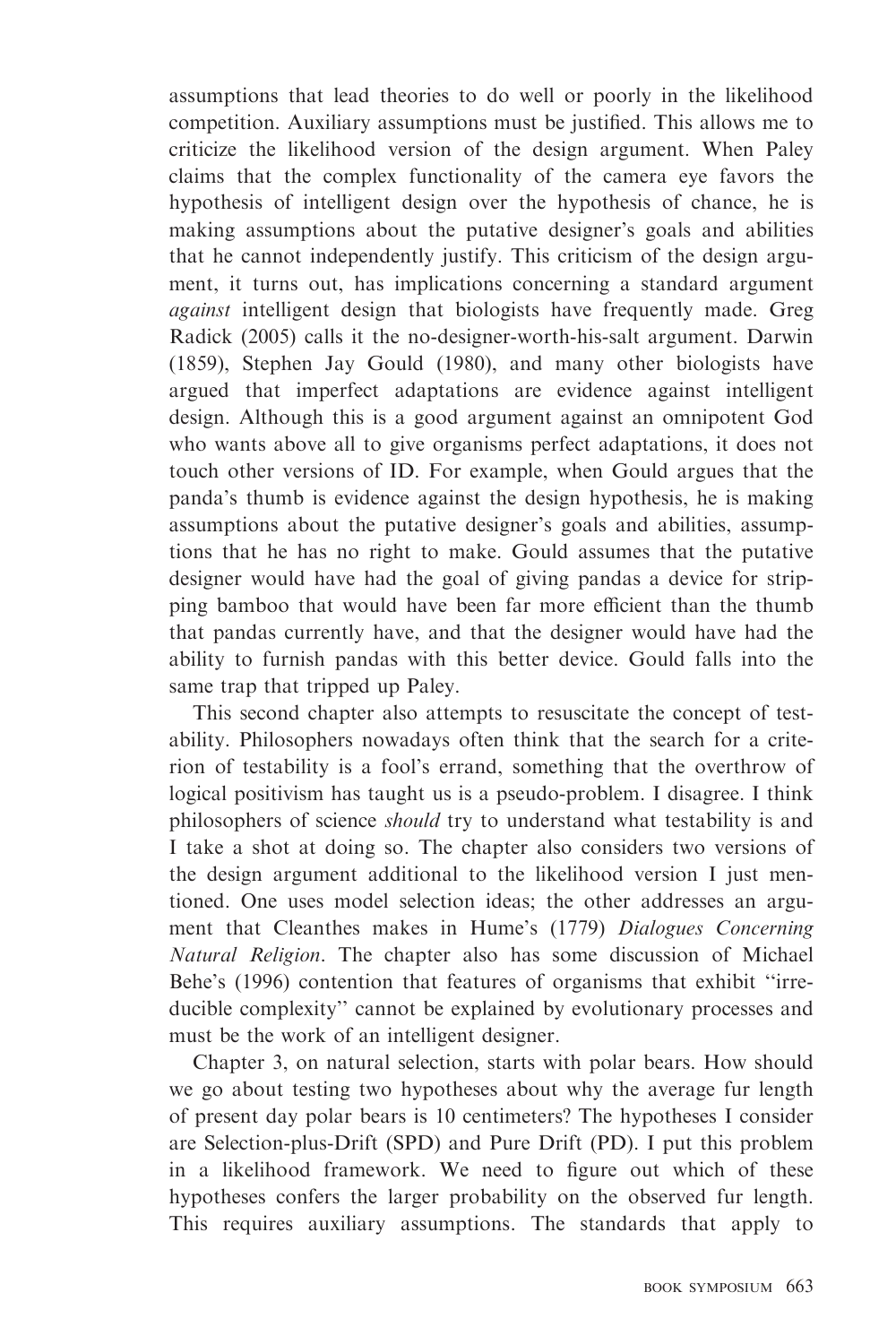assumptions that lead theories to do well or poorly in the likelihood competition. Auxiliary assumptions must be justified. This allows me to criticize the likelihood version of the design argument. When Paley claims that the complex functionality of the camera eye favors the hypothesis of intelligent design over the hypothesis of chance, he is making assumptions about the putative designer's goals and abilities that he cannot independently justify. This criticism of the design argument, it turns out, has implications concerning a standard argument *against* intelligent design that biologists have frequently made. Greg Radick (2005) calls it the no-designer-worth-his-salt argument. Darwin (1859), Stephen Jay Gould (1980), and many other biologists have argued that imperfect adaptations are evidence against intelligent design. Although this is a good argument against an omnipotent God who wants above all to give organisms perfect adaptations, it does not touch other versions of ID. For example, when Gould argues that the panda's thumb is evidence against the design hypothesis, he is making assumptions about the putative designer's goals and abilities, assumptions that he has no right to make. Gould assumes that the putative designer would have had the goal of giving pandas a device for stripping bamboo that would have been far more efficient than the thumb that pandas currently have, and that the designer would have had the ability to furnish pandas with this better device. Gould falls into the same trap that tripped up Paley.

This second chapter also attempts to resuscitate the concept of testability. Philosophers nowadays often think that the search for a criterion of testability is a fool's errand, something that the overthrow of logical positivism has taught us is a pseudo-problem. I disagree. I think philosophers of science *should* try to understand what testability is and I take a shot at doing so. The chapter also considers two versions of the design argument additional to the likelihood version I just mentioned. One uses model selection ideas; the other addresses an argument that Cleanthes makes in Hume's (1779) *Dialogues Concerning Natural Religion*. The chapter also has some discussion of Michael Behe's (1996) contention that features of organisms that exhibit "irreducible complexity" cannot be explained by evolutionary processes and must be the work of an intelligent designer.

Chapter 3, on natural selection, starts with polar bears. How should we go about testing two hypotheses about why the average fur length of present day polar bears is 10 centimeters? The hypotheses I consider are Selection-plus-Drift (SPD) and Pure Drift (PD). I put this problem in a likelihood framework. We need to figure out which of these hypotheses confers the larger probability on the observed fur length. This requires auxiliary assumptions. The standards that apply to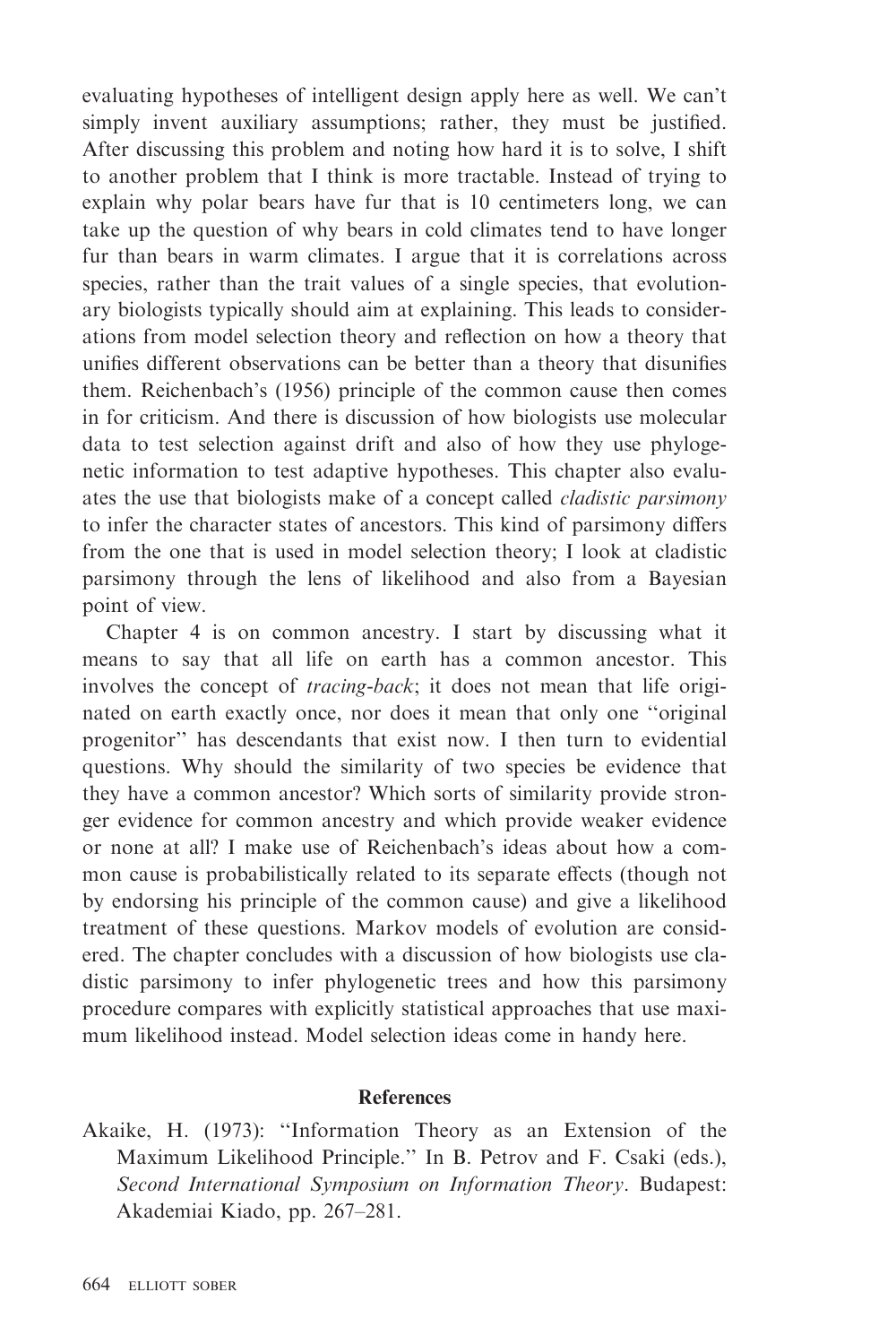evaluating hypotheses of intelligent design apply here as well. We can't simply invent auxiliary assumptions; rather, they must be justified. After discussing this problem and noting how hard it is to solve, I shift to another problem that I think is more tractable. Instead of trying to explain why polar bears have fur that is 10 centimeters long, we can take up the question of why bears in cold climates tend to have longer fur than bears in warm climates. I argue that it is correlations across species, rather than the trait values of a single species, that evolutionary biologists typically should aim at explaining. This leads to considerations from model selection theory and reflection on how a theory that unifies different observations can be better than a theory that disunifies them. Reichenbach's (1956) principle of the common cause then comes in for criticism. And there is discussion of how biologists use molecular data to test selection against drift and also of how they use phylogenetic information to test adaptive hypotheses. This chapter also evaluates the use that biologists make of a concept called *cladistic parsimony* to infer the character states of ancestors. This kind of parsimony differs from the one that is used in model selection theory; I look at cladistic parsimony through the lens of likelihood and also from a Bayesian point of view.

Chapter 4 is on common ancestry. I start by discussing what it means to say that all life on earth has a common ancestor. This involves the concept of *tracing-back*; it does not mean that life originated on earth exactly once, nor does it mean that only one "original progenitor" has descendants that exist now. I then turn to evidential questions. Why should the similarity of two species be evidence that they have a common ancestor? Which sorts of similarity provide stronger evidence for common ancestry and which provide weaker evidence or none at all? I make use of Reichenbach's ideas about how a common cause is probabilistically related to its separate effects (though not by endorsing his principle of the common cause) and give a likelihood treatment of these questions. Markov models of evolution are considered. The chapter concludes with a discussion of how biologists use cladistic parsimony to infer phylogenetic trees and how this parsimony procedure compares with explicitly statistical approaches that use maximum likelihood instead. Model selection ideas come in handy here.

## References

Akaike, H. (1973): "Information Theory as an Extension of the Maximum Likelihood Principle." In B. Petrov and F. Csaki (eds.), *Second International Symposium on Information Theory*. Budapest: Akademiai Kiado, pp. 267–281.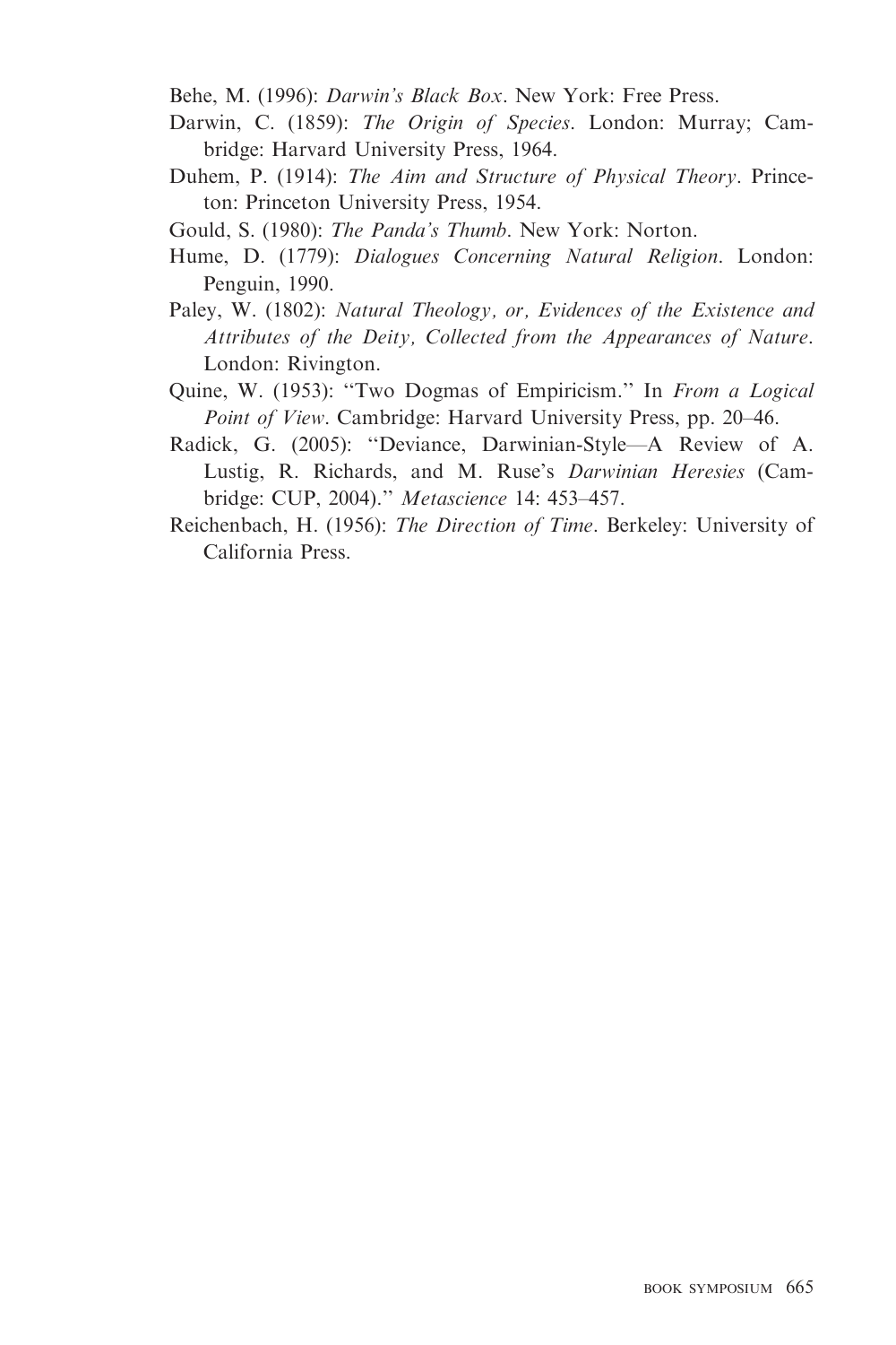Behe, M. (1996): *Darwin's Black Box*. New York: Free Press.

Darwin, C. (1859): *The Origin of Species*. London: Murray; Cambridge: Harvard University Press, 1964.

Duhem, P. (1914): *The Aim and Structure of Physical Theory*. Princeton: Princeton University Press, 1954.

Gould, S. (1980): *The Panda's Thumb*. New York: Norton.

Hume, D. (1779): *Dialogues Concerning Natural Religion*. London: Penguin, 1990.

Paley, W. (1802): *Natural Theology, or, Evidences of the Existence and Attributes of the Deity, Collected from the Appearances of Nature*. London: Rivington.

Quine, W. (1953): "Two Dogmas of Empiricism." In *From a Logical Point of View*. Cambridge: Harvard University Press, pp. 20–46.

Radick, G. (2005): "Deviance, Darwinian-Style—A Review of A. Lustig, R. Richards, and M. Ruse's *Darwinian Heresies* (Cambridge: CUP, 2004)." *Metascience* 14: 453–457.

Reichenbach, H. (1956): *The Direction of Time*. Berkeley: University of California Press.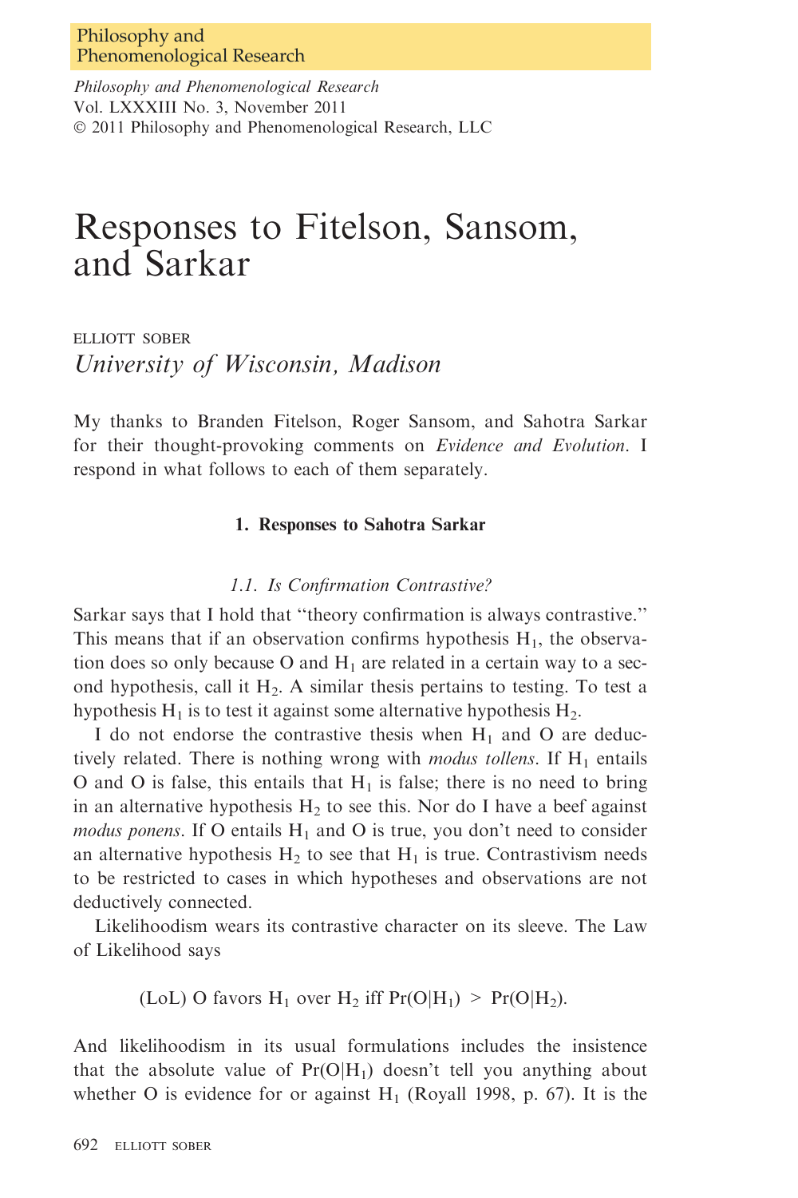# Responses to Fitelson, Sansom, and Sarkar

ELLIOTT SOBER

*University of Wisconsin, Madison*

My thanks to Branden Fitelson, Roger Sansom, and Sahotra Sarkar for their thought-provoking comments on *Evidence and Evolution*. I respond in what follows to each of them separately.

## 1. Responses to Sahotra Sarkar

### 1.1. Is Confirmation Contrastive?

Sarkar says that I hold that "theory confirmation is always contrastive." This means that if an observation confirms hypothesis $H_1$, the observation does so only because O and $H_1$ are related in a certain way to a second hypothesis, call it $H_2$. A similar thesis pertains to testing. To test a hypothesis $H_1$ is to test it against some alternative hypothesis $H_2$.

I do not endorse the contrastive thesis when $H_1$ and O are deductively related. There is nothing wrong with *modus tollens*. If $H_1$ entails O and O is false, this entails that $H_1$ is false; there is no need to bring in an alternative hypothesis $H_2$ to see this. Nor do I have a beef against *modus ponens*. If O entails $H_1$ and O is true, you don't need to consider an alternative hypothesis $H_2$ to see that $H_1$ is true. Contrastivism needs to be restricted to cases in which hypotheses and observations are not deductively connected.

Likelihoodism wears its contrastive character on its sleeve. The Law of Likelihood says

(LoL) O favors $H_1$ over $H_2$ iff $\Pr(O|H_1) > \Pr(O|H_2)$.

And likelihoodism in its usual formulations includes the insistence that the absolute value of $\Pr(O|H_1)$ doesn't tell you anything about whether O is evidence for or against $H_1$ (Royall 1998, p. 67). It is the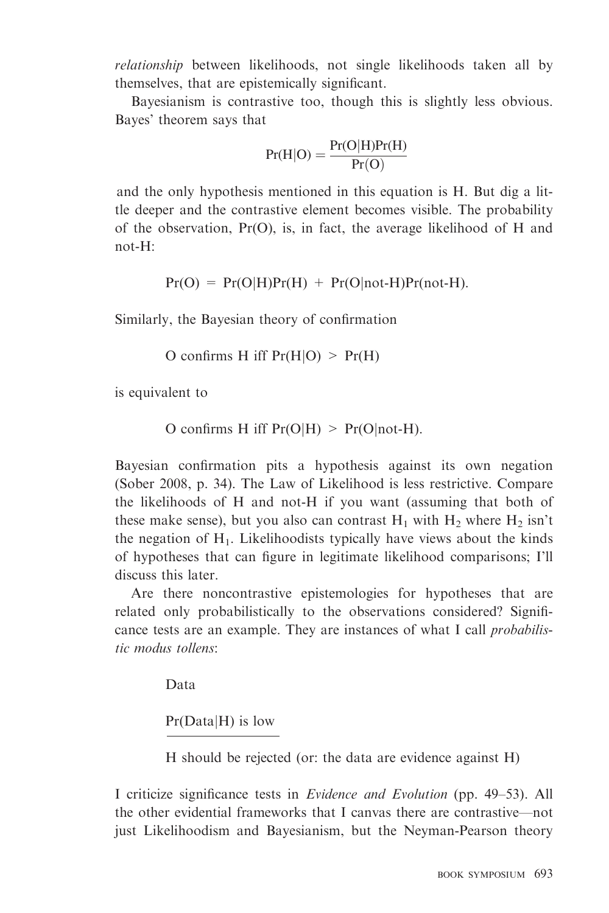*relationship* between likelihoods, not single likelihoods taken all by themselves, that are epistemically significant.

Bayesianism is contrastive too, though this is slightly less obvious. Bayes' theorem says that

$$\Pr(H|O) = \frac{\Pr(O|H)\Pr(H)}{\Pr(O)}$$

and the only hypothesis mentioned in this equation is H. But dig a little deeper and the contrastive element becomes visible. The probability of the observation, Pr(O), is, in fact, the average likelihood of H and not-H:

$$\Pr(O) = \Pr(O|H)\Pr(H) + \Pr(O|\text{not-}H)\Pr(\text{not-}H).$$

Similarly, the Bayesian theory of confirmation

$$\text{O confirms H iff } \Pr(H|O) > \Pr(H)$$

is equivalent to

$$\text{O confirms H iff } \Pr(O|H) > \Pr(O|\text{not-}H).$$

Bayesian confirmation pits a hypothesis against its own negation (Sober 2008, p. 34). The Law of Likelihood is less restrictive. Compare the likelihoods of H and not-H if you want (assuming that both of these make sense), but you also can contrast $H_1$ with $H_2$ where $H_2$ isn't the negation of $H_1$. Likelihoodists typically have views about the kinds of hypotheses that can figure in legitimate likelihood comparisons; I'll discuss this later.

Are there noncontrastive epistemologies for hypotheses that are related only probabilistically to the observations considered? Significance tests are an example. They are instances of what I call *probabilistic modus tollens*:

> Data
>
> Pr(Data|H) is low
>
> ―――――――――
>
> H should be rejected (or: the data are evidence against H)

I criticize significance tests in *Evidence and Evolution* (pp. 49–53). All the other evidential frameworks that I canvas there are contrastive—not just Likelihoodism and Bayesianism, but the Neyman-Pearson theory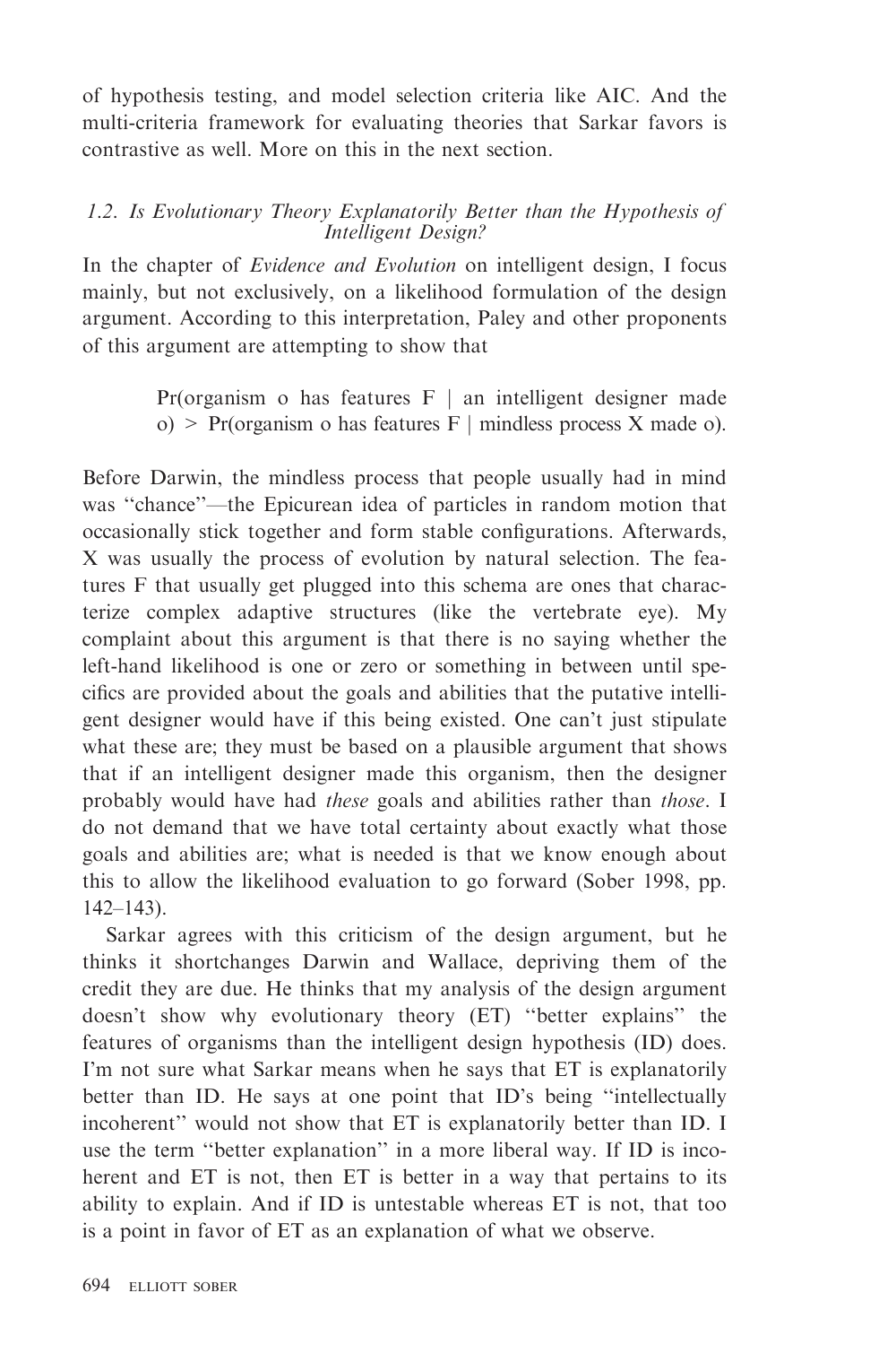of hypothesis testing, and model selection criteria like AIC. And the multi-criteria framework for evaluating theories that Sarkar favors is contrastive as well. More on this in the next section.

### *1.2. Is Evolutionary Theory Explanatorily Better than the Hypothesis of Intelligent Design?*

In the chapter of *Evidence and Evolution* on intelligent design, I focus mainly, but not exclusively, on a likelihood formulation of the design argument. According to this interpretation, Paley and other proponents of this argument are attempting to show that

> Pr(organism o has features F | an intelligent designer made o) > Pr(organism o has features F | mindless process X made o).

Before Darwin, the mindless process that people usually had in mind was "chance"—the Epicurean idea of particles in random motion that occasionally stick together and form stable configurations. Afterwards, X was usually the process of evolution by natural selection. The features F that usually get plugged into this schema are ones that characterize complex adaptive structures (like the vertebrate eye). My complaint about this argument is that there is no saying whether the left-hand likelihood is one or zero or something in between until specifics are provided about the goals and abilities that the putative intelligent designer would have if this being existed. One can't just stipulate what these are; they must be based on a plausible argument that shows that if an intelligent designer made this organism, then the designer probably would have had *these* goals and abilities rather than *those*. I do not demand that we have total certainty about exactly what those goals and abilities are; what is needed is that we know enough about this to allow the likelihood evaluation to go forward (Sober 1998, pp. 142–143).

Sarkar agrees with this criticism of the design argument, but he thinks it shortchanges Darwin and Wallace, depriving them of the credit they are due. He thinks that my analysis of the design argument doesn't show why evolutionary theory (ET) "better explains" the features of organisms than the intelligent design hypothesis (ID) does. I'm not sure what Sarkar means when he says that ET is explanatorily better than ID. He says at one point that ID's being "intellectually incoherent" would not show that ET is explanatorily better than ID. I use the term "better explanation" in a more liberal way. If ID is incoherent and ET is not, then ET is better in a way that pertains to its ability to explain. And if ID is untestable whereas ET is not, that too is a point in favor of ET as an explanation of what we observe.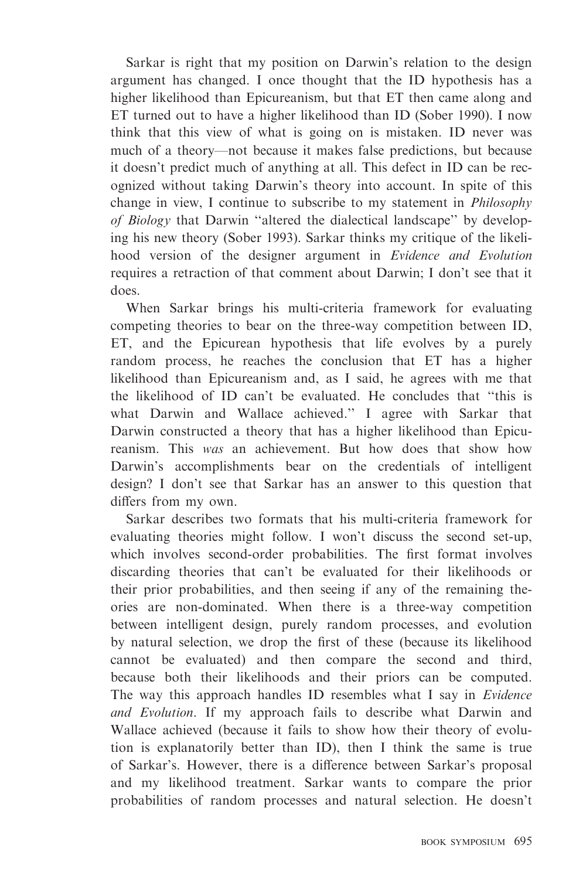Sarkar is right that my position on Darwin's relation to the design argument has changed. I once thought that the ID hypothesis has a higher likelihood than Epicureanism, but that ET then came along and ET turned out to have a higher likelihood than ID (Sober 1990). I now think that this view of what is going on is mistaken. ID never was much of a theory—not because it makes false predictions, but because it doesn't predict much of anything at all. This defect in ID can be recognized without taking Darwin's theory into account. In spite of this change in view, I continue to subscribe to my statement in *Philosophy of Biology* that Darwin "altered the dialectical landscape" by developing his new theory (Sober 1993). Sarkar thinks my critique of the likelihood version of the designer argument in *Evidence and Evolution* requires a retraction of that comment about Darwin; I don't see that it does.

When Sarkar brings his multi-criteria framework for evaluating competing theories to bear on the three-way competition between ID, ET, and the Epicurean hypothesis that life evolves by a purely random process, he reaches the conclusion that ET has a higher likelihood than Epicureanism and, as I said, he agrees with me that the likelihood of ID can't be evaluated. He concludes that "this is what Darwin and Wallace achieved." I agree with Sarkar that Darwin constructed a theory that has a higher likelihood than Epicureanism. This *was* an achievement. But how does that show how Darwin's accomplishments bear on the credentials of intelligent design? I don't see that Sarkar has an answer to this question that differs from my own.

Sarkar describes two formats that his multi-criteria framework for evaluating theories might follow. I won't discuss the second set-up, which involves second-order probabilities. The first format involves discarding theories that can't be evaluated for their likelihoods or their prior probabilities, and then seeing if any of the remaining theories are non-dominated. When there is a three-way competition between intelligent design, purely random processes, and evolution by natural selection, we drop the first of these (because its likelihood cannot be evaluated) and then compare the second and third, because both their likelihoods and their priors can be computed. The way this approach handles ID resembles what I say in *Evidence and Evolution*. If my approach fails to describe what Darwin and Wallace achieved (because it fails to show how their theory of evolution is explanatorily better than ID), then I think the same is true of Sarkar's. However, there is a difference between Sarkar's proposal and my likelihood treatment. Sarkar wants to compare the prior probabilities of random processes and natural selection. He doesn't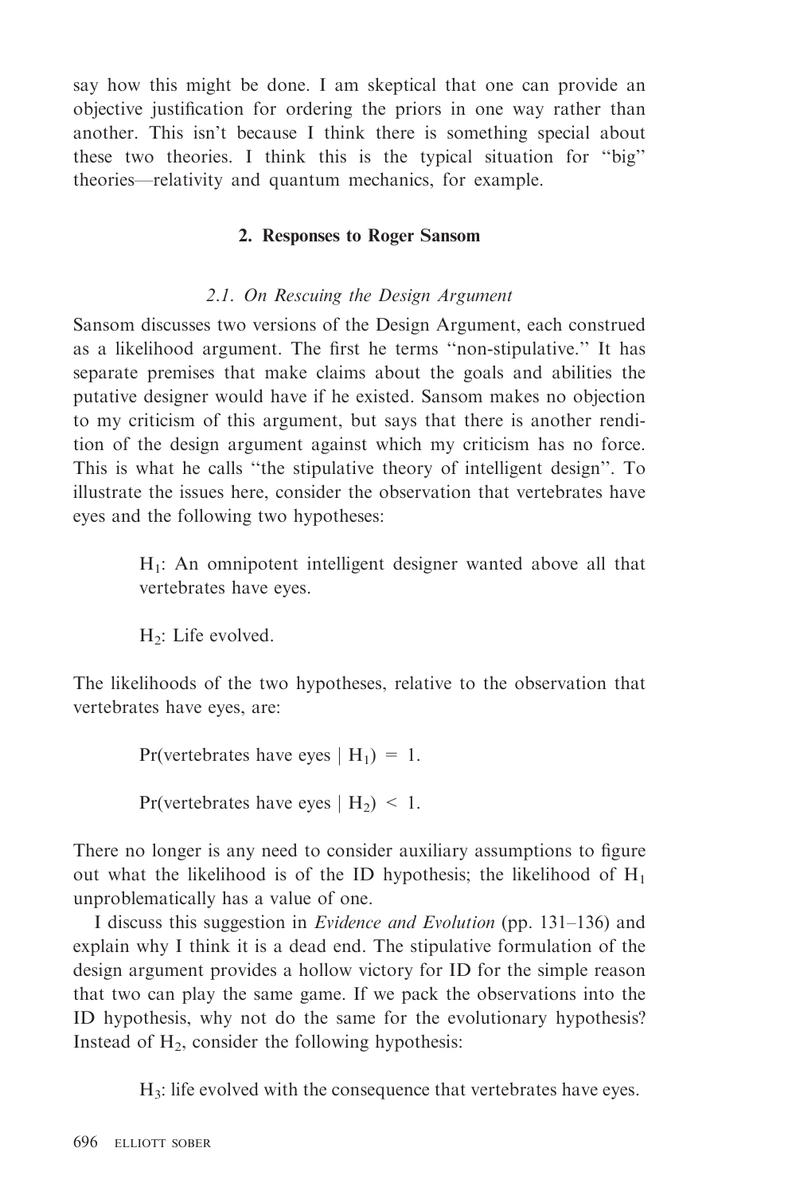say how this might be done. I am skeptical that one can provide an objective justification for ordering the priors in one way rather than another. This isn't because I think there is something special about these two theories. I think this is the typical situation for "big" theories—relativity and quantum mechanics, for example.

## 2. Responses to Roger Sansom

### 2.1. *On Rescuing the Design Argument*

Sansom discusses two versions of the Design Argument, each construed as a likelihood argument. The first he terms "non-stipulative." It has separate premises that make claims about the goals and abilities the putative designer would have if he existed. Sansom makes no objection to my criticism of this argument, but says that there is another rendition of the design argument against which my criticism has no force. This is what he calls "the stipulative theory of intelligent design". To illustrate the issues here, consider the observation that vertebrates have eyes and the following two hypotheses:

> $H_1$: An omnipotent intelligent designer wanted above all that vertebrates have eyes.
>
> $H_2$: Life evolved.

The likelihoods of the two hypotheses, relative to the observation that vertebrates have eyes, are:

> Pr(vertebrates have eyes | $H_1$) = 1.
>
> Pr(vertebrates have eyes | $H_2$) < 1.

There no longer is any need to consider auxiliary assumptions to figure out what the likelihood is of the ID hypothesis; the likelihood of $H_1$ unproblematically has a value of one.

I discuss this suggestion in *Evidence and Evolution* (pp. 131–136) and explain why I think it is a dead end. The stipulative formulation of the design argument provides a hollow victory for ID for the simple reason that two can play the same game. If we pack the observations into the ID hypothesis, why not do the same for the evolutionary hypothesis? Instead of $H_2$, consider the following hypothesis:

> $H_3$: life evolved with the consequence that vertebrates have eyes.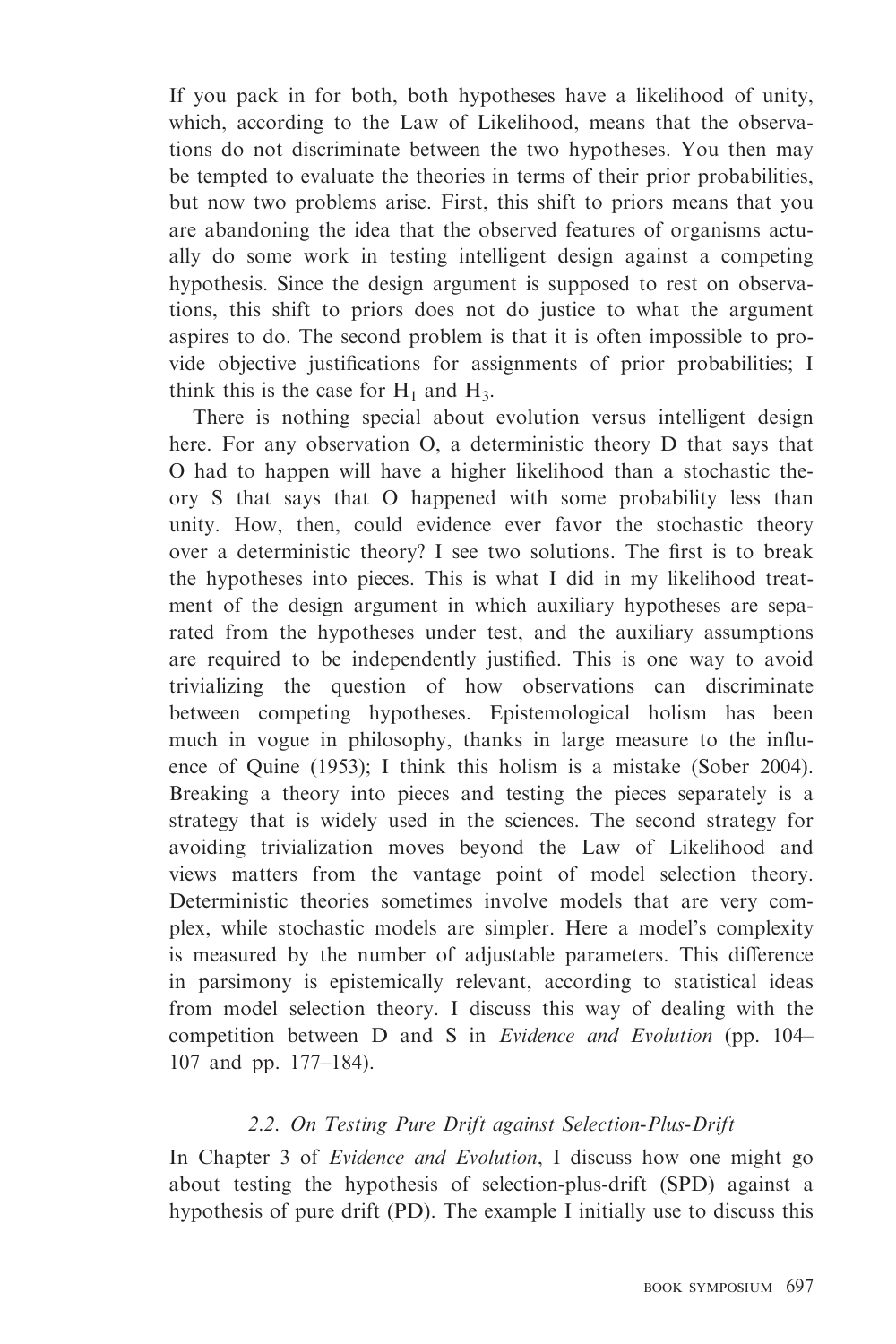If you pack in for both, both hypotheses have a likelihood of unity, which, according to the Law of Likelihood, means that the observations do not discriminate between the two hypotheses. You then may be tempted to evaluate the theories in terms of their prior probabilities, but now two problems arise. First, this shift to priors means that you are abandoning the idea that the observed features of organisms actually do some work in testing intelligent design against a competing hypothesis. Since the design argument is supposed to rest on observations, this shift to priors does not do justice to what the argument aspires to do. The second problem is that it is often impossible to provide objective justifications for assignments of prior probabilities; I think this is the case for $H_1$ and $H_3$.

There is nothing special about evolution versus intelligent design here. For any observation O, a deterministic theory D that says that O had to happen will have a higher likelihood than a stochastic theory S that says that O happened with some probability less than unity. How, then, could evidence ever favor the stochastic theory over a deterministic theory? I see two solutions. The first is to break the hypotheses into pieces. This is what I did in my likelihood treatment of the design argument in which auxiliary hypotheses are separated from the hypotheses under test, and the auxiliary assumptions are required to be independently justified. This is one way to avoid trivializing the question of how observations can discriminate between competing hypotheses. Epistemological holism has been much in vogue in philosophy, thanks in large measure to the influence of Quine (1953); I think this holism is a mistake (Sober 2004). Breaking a theory into pieces and testing the pieces separately is a strategy that is widely used in the sciences. The second strategy for avoiding trivialization moves beyond the Law of Likelihood and views matters from the vantage point of model selection theory. Deterministic theories sometimes involve models that are very complex, while stochastic models are simpler. Here a model's complexity is measured by the number of adjustable parameters. This difference in parsimony is epistemically relevant, according to statistical ideas from model selection theory. I discuss this way of dealing with the competition between D and S in *Evidence and Evolution* (pp. 104–107 and pp. 177–184).

### *2.2. On Testing Pure Drift against Selection-Plus-Drift*

In Chapter 3 of *Evidence and Evolution*, I discuss how one might go about testing the hypothesis of selection-plus-drift (SPD) against a hypothesis of pure drift (PD). The example I initially use to discuss this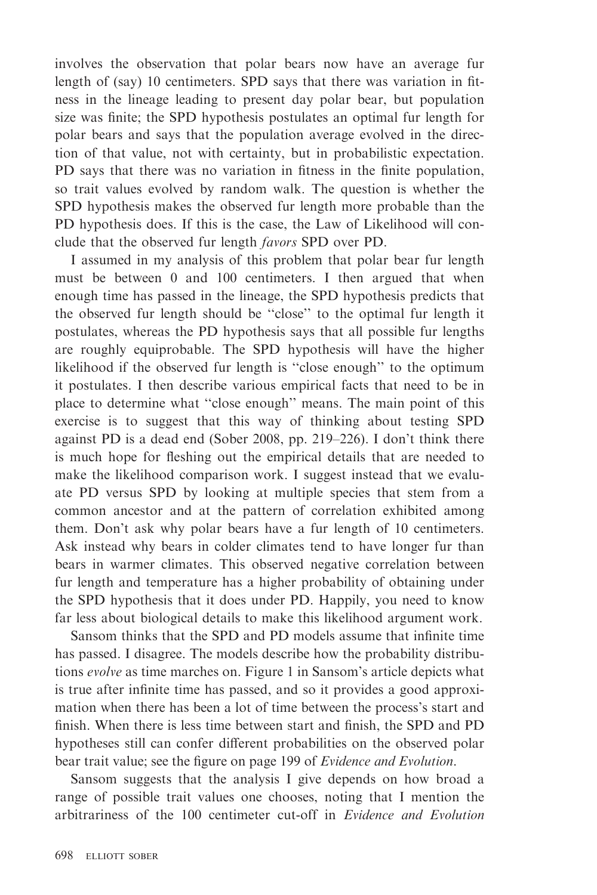involves the observation that polar bears now have an average fur length of (say) 10 centimeters. SPD says that there was variation in fitness in the lineage leading to present day polar bear, but population size was finite; the SPD hypothesis postulates an optimal fur length for polar bears and says that the population average evolved in the direction of that value, not with certainty, but in probabilistic expectation. PD says that there was no variation in fitness in the finite population, so trait values evolved by random walk. The question is whether the SPD hypothesis makes the observed fur length more probable than the PD hypothesis does. If this is the case, the Law of Likelihood will conclude that the observed fur length *favors* SPD over PD.

I assumed in my analysis of this problem that polar bear fur length must be between 0 and 100 centimeters. I then argued that when enough time has passed in the lineage, the SPD hypothesis predicts that the observed fur length should be ''close'' to the optimal fur length it postulates, whereas the PD hypothesis says that all possible fur lengths are roughly equiprobable. The SPD hypothesis will have the higher likelihood if the observed fur length is ''close enough'' to the optimum it postulates. I then describe various empirical facts that need to be in place to determine what ''close enough'' means. The main point of this exercise is to suggest that this way of thinking about testing SPD against PD is a dead end (Sober 2008, pp. 219–226). I don't think there is much hope for fleshing out the empirical details that are needed to make the likelihood comparison work. I suggest instead that we evaluate PD versus SPD by looking at multiple species that stem from a common ancestor and at the pattern of correlation exhibited among them. Don't ask why polar bears have a fur length of 10 centimeters. Ask instead why bears in colder climates tend to have longer fur than bears in warmer climates. This observed negative correlation between fur length and temperature has a higher probability of obtaining under the SPD hypothesis that it does under PD. Happily, you need to know far less about biological details to make this likelihood argument work.

Sansom thinks that the SPD and PD models assume that infinite time has passed. I disagree. The models describe how the probability distributions *evolve* as time marches on. Figure 1 in Sansom's article depicts what is true after infinite time has passed, and so it provides a good approximation when there has been a lot of time between the process's start and finish. When there is less time between start and finish, the SPD and PD hypotheses still can confer different probabilities on the observed polar bear trait value; see the figure on page 199 of *Evidence and Evolution*.

Sansom suggests that the analysis I give depends on how broad a range of possible trait values one chooses, noting that I mention the arbitrariness of the 100 centimeter cut-off in *Evidence and Evolution*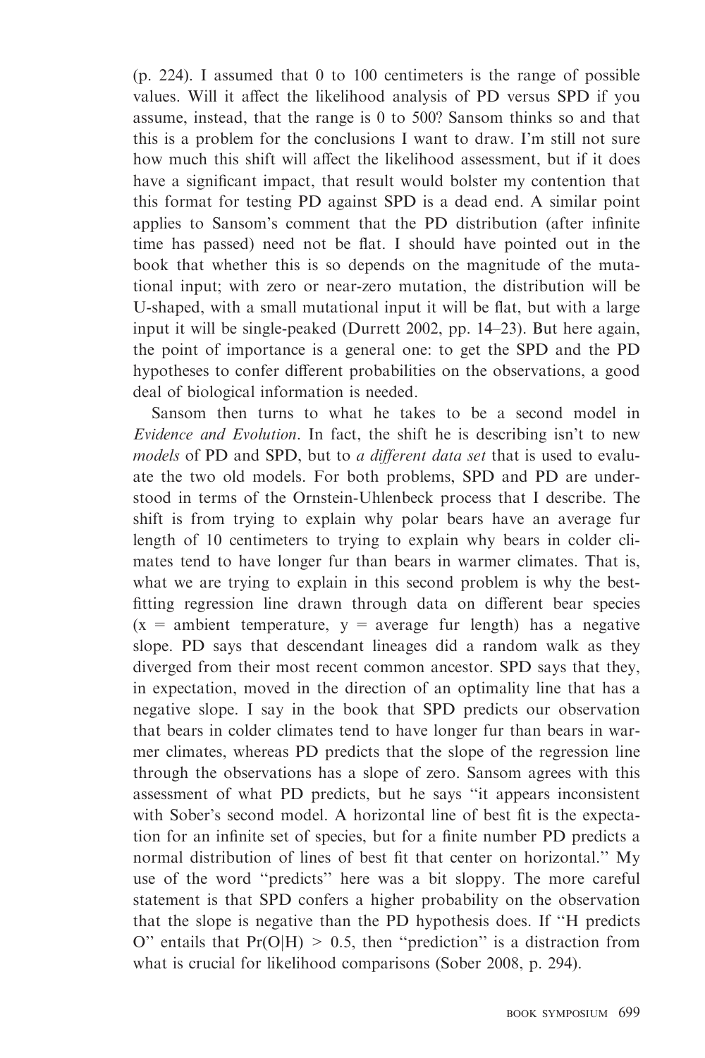(p. 224). I assumed that 0 to 100 centimeters is the range of possible values. Will it affect the likelihood analysis of PD versus SPD if you assume, instead, that the range is 0 to 500? Sansom thinks so and that this is a problem for the conclusions I want to draw. I'm still not sure how much this shift will affect the likelihood assessment, but if it does have a significant impact, that result would bolster my contention that this format for testing PD against SPD is a dead end. A similar point applies to Sansom's comment that the PD distribution (after infinite time has passed) need not be flat. I should have pointed out in the book that whether this is so depends on the magnitude of the mutational input; with zero or near-zero mutation, the distribution will be U-shaped, with a small mutational input it will be flat, but with a large input it will be single-peaked (Durrett 2002, pp. 14–23). But here again, the point of importance is a general one: to get the SPD and the PD hypotheses to confer different probabilities on the observations, a good deal of biological information is needed.

Sansom then turns to what he takes to be a second model in *Evidence and Evolution*. In fact, the shift he is describing isn't to new *models* of PD and SPD, but to *a different data set* that is used to evaluate the two old models. For both problems, SPD and PD are understood in terms of the Ornstein-Uhlenbeck process that I describe. The shift is from trying to explain why polar bears have an average fur length of 10 centimeters to trying to explain why bears in colder climates tend to have longer fur than bears in warmer climates. That is, what we are trying to explain in this second problem is why the best-fitting regression line drawn through data on different bear species (x = ambient temperature, y = average fur length) has a negative slope. PD says that descendant lineages did a random walk as they diverged from their most recent common ancestor. SPD says that they, in expectation, moved in the direction of an optimality line that has a negative slope. I say in the book that SPD predicts our observation that bears in colder climates tend to have longer fur than bears in warmer climates, whereas PD predicts that the slope of the regression line through the observations has a slope of zero. Sansom agrees with this assessment of what PD predicts, but he says "it appears inconsistent with Sober's second model. A horizontal line of best fit is the expectation for an infinite set of species, but for a finite number PD predicts a normal distribution of lines of best fit that center on horizontal." My use of the word "predicts" here was a bit sloppy. The more careful statement is that SPD confers a higher probability on the observation that the slope is negative than the PD hypothesis does. If "H predicts O" entails that $Pr(O|H) > 0.5$, then "prediction" is a distraction from what is crucial for likelihood comparisons (Sober 2008, p. 294).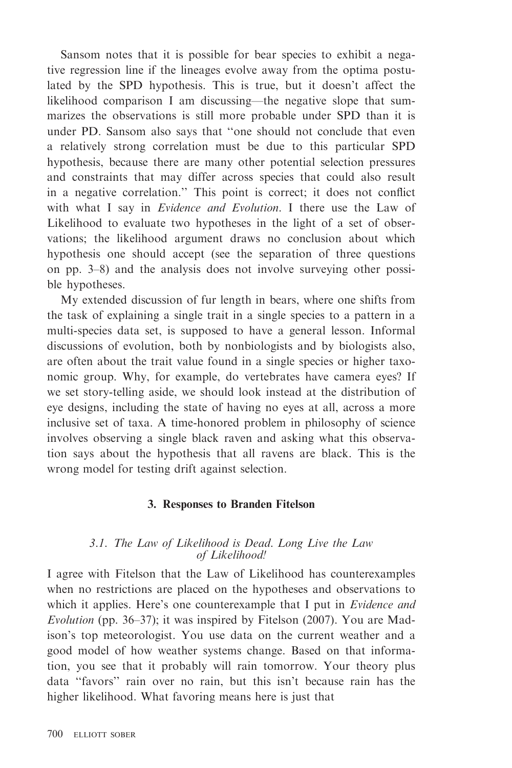Sansom notes that it is possible for bear species to exhibit a negative regression line if the lineages evolve away from the optima postulated by the SPD hypothesis. This is true, but it doesn't affect the likelihood comparison I am discussing—the negative slope that summarizes the observations is still more probable under SPD than it is under PD. Sansom also says that "one should not conclude that even a relatively strong correlation must be due to this particular SPD hypothesis, because there are many other potential selection pressures and constraints that may differ across species that could also result in a negative correlation." This point is correct; it does not conflict with what I say in *Evidence and Evolution*. I there use the Law of Likelihood to evaluate two hypotheses in the light of a set of observations; the likelihood argument draws no conclusion about which hypothesis one should accept (see the separation of three questions on pp. 3–8) and the analysis does not involve surveying other possible hypotheses.

My extended discussion of fur length in bears, where one shifts from the task of explaining a single trait in a single species to a pattern in a multi-species data set, is supposed to have a general lesson. Informal discussions of evolution, both by nonbiologists and by biologists also, are often about the trait value found in a single species or higher taxonomic group. Why, for example, do vertebrates have camera eyes? If we set story-telling aside, we should look instead at the distribution of eye designs, including the state of having no eyes at all, across a more inclusive set of taxa. A time-honored problem in philosophy of science involves observing a single black raven and asking what this observation says about the hypothesis that all ravens are black. This is the wrong model for testing drift against selection.

## 3. Responses to Branden Fitelson

### 3.1. The Law of Likelihood is Dead. Long Live the Law of Likelihood!

I agree with Fitelson that the Law of Likelihood has counterexamples when no restrictions are placed on the hypotheses and observations to which it applies. Here's one counterexample that I put in *Evidence and Evolution* (pp. 36–37); it was inspired by Fitelson (2007). You are Madison's top meteorologist. You use data on the current weather and a good model of how weather systems change. Based on that information, you see that it probably will rain tomorrow. Your theory plus data "favors" rain over no rain, but this isn't because rain has the higher likelihood. What favoring means here is just that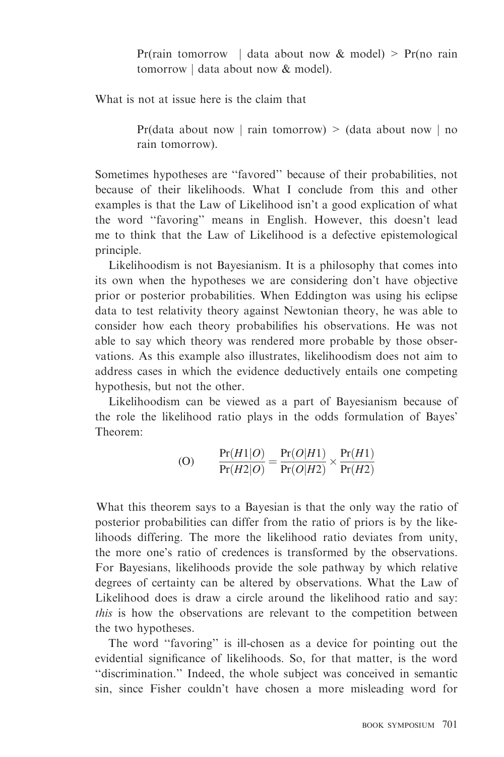> Pr(rain tomorrow | data about now & model) > Pr(no rain tomorrow | data about now & model).

What is not at issue here is the claim that

> Pr(data about now | rain tomorrow) > (data about now | no rain tomorrow).

Sometimes hypotheses are ''favored'' because of their probabilities, not because of their likelihoods. What I conclude from this and other examples is that the Law of Likelihood isn't a good explication of what the word ''favoring'' means in English. However, this doesn't lead me to think that the Law of Likelihood is a defective epistemological principle.

Likelihoodism is not Bayesianism. It is a philosophy that comes into its own when the hypotheses we are considering don't have objective prior or posterior probabilities. When Eddington was using his eclipse data to test relativity theory against Newtonian theory, he was able to consider how each theory probabilifies his observations. He was not able to say which theory was rendered more probable by those observations. As this example also illustrates, likelihoodism does not aim to address cases in which the evidence deductively entails one competing hypothesis, but not the other.

Likelihoodism can be viewed as a part of Bayesianism because of the role the likelihood ratio plays in the odds formulation of Bayes' Theorem:

$$\text{(O)} \qquad \frac{\Pr(H1|O)}{\Pr(H2|O)} = \frac{\Pr(O|H1)}{\Pr(O|H2)} \times \frac{\Pr(H1)}{\Pr(H2)}$$

What this theorem says to a Bayesian is that the only way the ratio of posterior probabilities can differ from the ratio of priors is by the likelihoods differing. The more the likelihood ratio deviates from unity, the more one's ratio of credences is transformed by the observations. For Bayesians, likelihoods provide the sole pathway by which relative degrees of certainty can be altered by observations. What the Law of Likelihood does is draw a circle around the likelihood ratio and say: *this* is how the observations are relevant to the competition between the two hypotheses.

The word ''favoring'' is ill-chosen as a device for pointing out the evidential significance of likelihoods. So, for that matter, is the word ''discrimination.'' Indeed, the whole subject was conceived in semantic sin, since Fisher couldn't have chosen a more misleading word for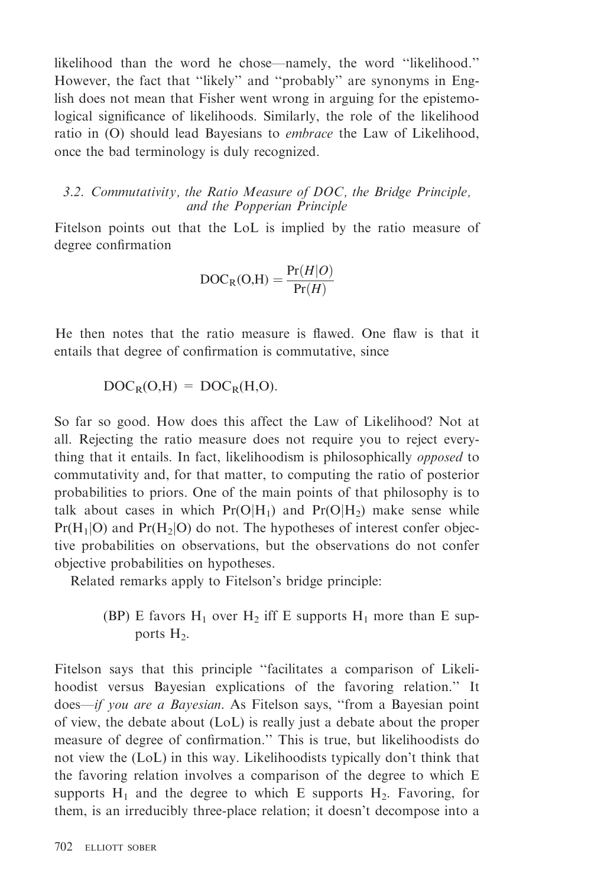likelihood than the word he chose—namely, the word ''likelihood.'' However, the fact that ''likely'' and ''probably'' are synonyms in English does not mean that Fisher went wrong in arguing for the epistemological significance of likelihoods. Similarly, the role of the likelihood ratio in (O) should lead Bayesians to *embrace* the Law of Likelihood, once the bad terminology is duly recognized.

### *3.2. Commutativity, the Ratio Measure of DOC, the Bridge Principle, and the Popperian Principle*

Fitelson points out that the LoL is implied by the ratio measure of degree confirmation

$$\mathrm{DOC_R(O,H)} = \frac{\Pr(H|O)}{\Pr(H)}$$

He then notes that the ratio measure is flawed. One flaw is that it entails that degree of confirmation is commutative, since

$$\mathrm{DOC_R(O,H)} = \mathrm{DOC_R(H,O)}.$$

So far so good. How does this affect the Law of Likelihood? Not at all. Rejecting the ratio measure does not require you to reject everything that it entails. In fact, likelihoodism is philosophically *opposed* to commutativity and, for that matter, to computing the ratio of posterior probabilities to priors. One of the main points of that philosophy is to talk about cases in which $\Pr(O|H_1)$ and $\Pr(O|H_2)$ make sense while $\Pr(H_1|O)$ and $\Pr(H_2|O)$ do not. The hypotheses of interest confer objective probabilities on observations, but the observations do not confer objective probabilities on hypotheses.

Related remarks apply to Fitelson's bridge principle:

> (BP) E favors $H_1$ over $H_2$ iff E supports $H_1$ more than E supports $H_2$.

Fitelson says that this principle ''facilitates a comparison of Likelihoodist versus Bayesian explications of the favoring relation.'' It does—*if you are a Bayesian*. As Fitelson says, ''from a Bayesian point of view, the debate about (LoL) is really just a debate about the proper measure of degree of confirmation.'' This is true, but likelihoodists do not view the (LoL) in this way. Likelihoodists typically don't think that the favoring relation involves a comparison of the degree to which E supports $H_1$ and the degree to which E supports $H_2$. Favoring, for them, is an irreducibly three-place relation; it doesn't decompose into a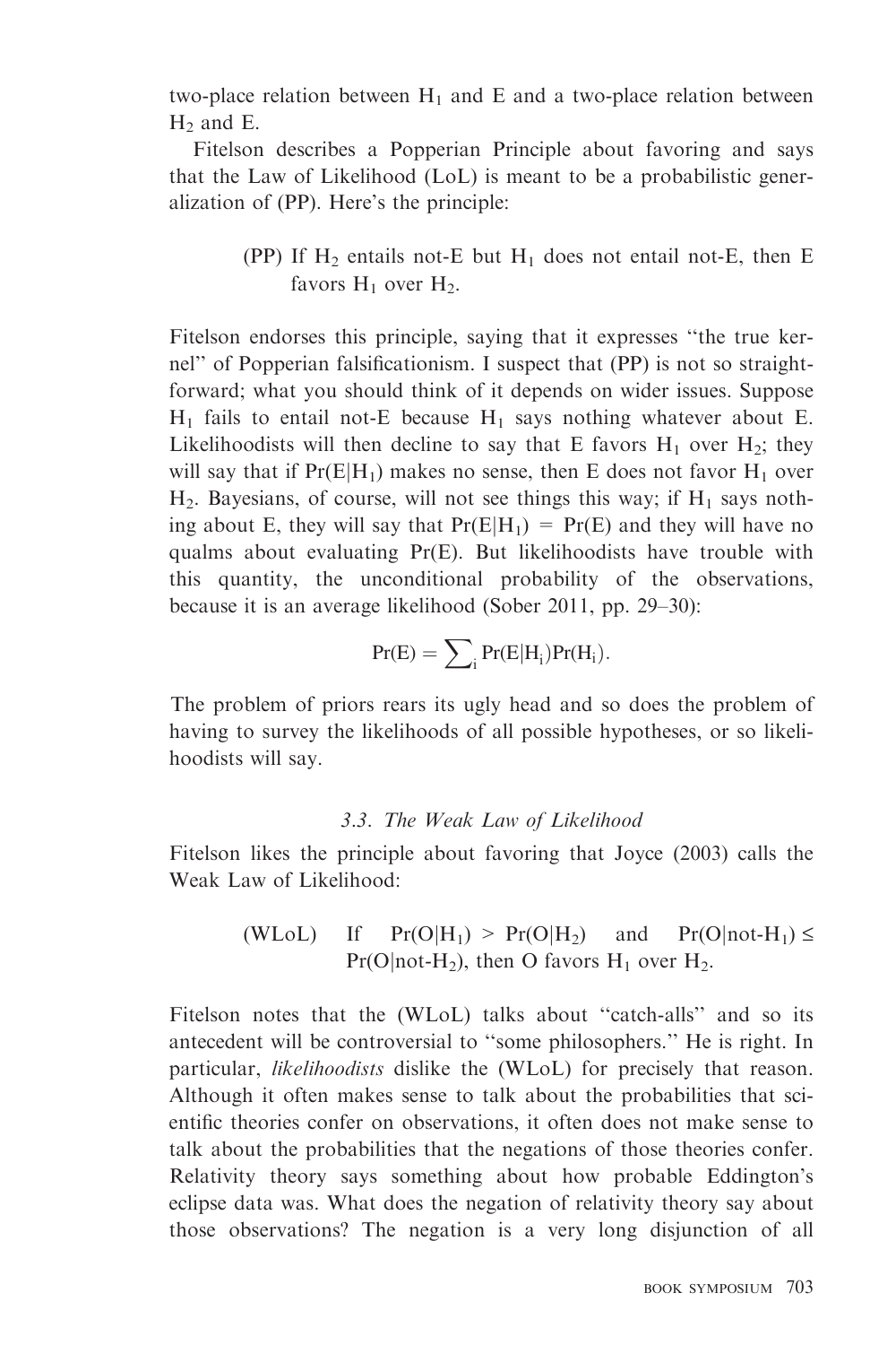two-place relation between $H_1$ and E and a two-place relation between $H_2$ and E.

Fitelson describes a Popperian Principle about favoring and says that the Law of Likelihood (LoL) is meant to be a probabilistic generalization of (PP). Here's the principle:

> (PP) If $H_2$ entails not-E but $H_1$ does not entail not-E, then E favors $H_1$ over $H_2$.

Fitelson endorses this principle, saying that it expresses "the true kernel" of Popperian falsificationism. I suspect that (PP) is not so straightforward; what you should think of it depends on wider issues. Suppose $H_1$ fails to entail not-E because $H_1$ says nothing whatever about E. Likelihoodists will then decline to say that E favors $H_1$ over $H_2$; they will say that if $\Pr(E|H_1)$ makes no sense, then E does not favor $H_1$ over $H_2$. Bayesians, of course, will not see things this way; if $H_1$ says nothing about E, they will say that $\Pr(E|H_1) = \Pr(E)$ and they will have no qualms about evaluating $\Pr(E)$. But likelihoodists have trouble with this quantity, the unconditional probability of the observations, because it is an average likelihood (Sober 2011, pp. 29–30):

$$\Pr(E) = \sum_i \Pr(E|H_i)\Pr(H_i).$$

The problem of priors rears its ugly head and so does the problem of having to survey the likelihoods of all possible hypotheses, or so likelihoodists will say.

### 3.3. The Weak Law of Likelihood

Fitelson likes the principle about favoring that Joyce (2003) calls the Weak Law of Likelihood:

> (WLoL) If $\Pr(O|H_1) > \Pr(O|H_2)$ and $\Pr(O|\text{not-}H_1) \leq \Pr(O|\text{not-}H_2)$, then O favors $H_1$ over $H_2$.

Fitelson notes that the (WLoL) talks about "catch-alls" and so its antecedent will be controversial to "some philosophers." He is right. In particular, *likelihoodists* dislike the (WLoL) for precisely that reason. Although it often makes sense to talk about the probabilities that scientific theories confer on observations, it often does not make sense to talk about the probabilities that the negations of those theories confer. Relativity theory says something about how probable Eddington's eclipse data was. What does the negation of relativity theory say about those observations? The negation is a very long disjunction of all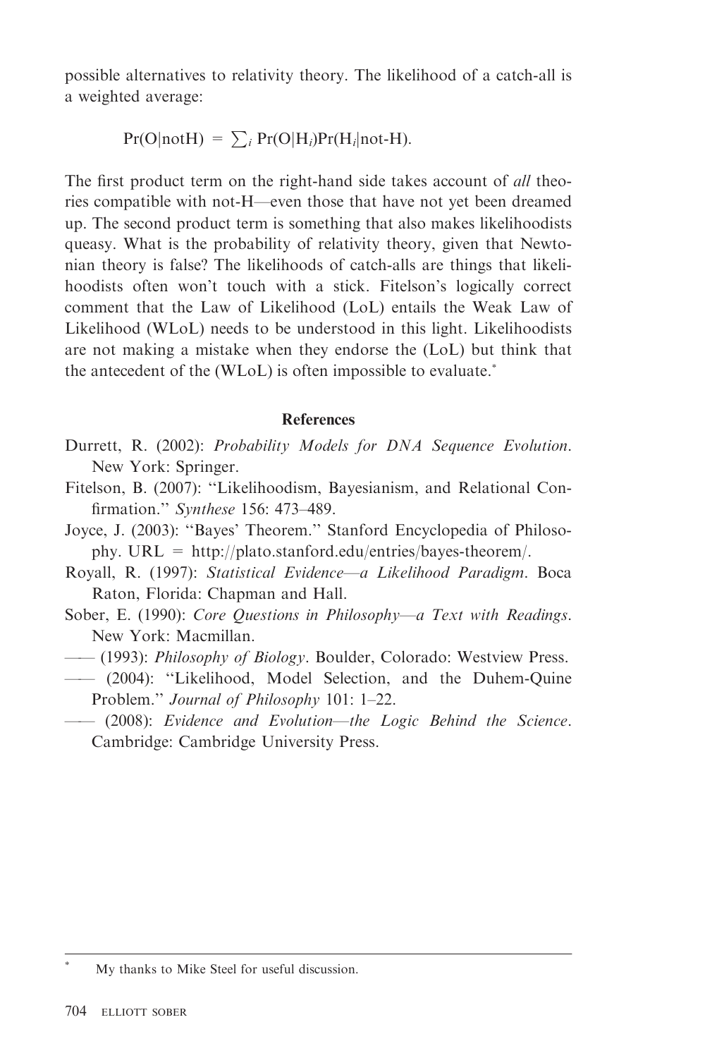possible alternatives to relativity theory. The likelihood of a catch-all is a weighted average:

$$\Pr(O|\text{notH}) = \sum_i \Pr(O|H_i)\Pr(H_i|\text{not-H}).$$

The first product term on the right-hand side takes account of *all* theories compatible with not-H—even those that have not yet been dreamed up. The second product term is something that also makes likelihoodists queasy. What is the probability of relativity theory, given that Newtonian theory is false? The likelihoods of catch-alls are things that likelihoodists often won't touch with a stick. Fitelson's logically correct comment that the Law of Likelihood (LoL) entails the Weak Law of Likelihood (WLoL) needs to be understood in this light. Likelihoodists are not making a mistake when they endorse the (LoL) but think that the antecedent of the (WLoL) is often impossible to evaluate.*

## References

Durrett, R. (2002): *Probability Models for DNA Sequence Evolution*. New York: Springer.

Fitelson, B. (2007): "Likelihoodism, Bayesianism, and Relational Confirmation." *Synthese* 156: 473–489.

Joyce, J. (2003): "Bayes' Theorem." Stanford Encyclopedia of Philosophy. URL = http://plato.stanford.edu/entries/bayes-theorem/.

Royall, R. (1997): *Statistical Evidence—a Likelihood Paradigm*. Boca Raton, Florida: Chapman and Hall.

Sober, E. (1990): *Core Questions in Philosophy—a Text with Readings*. New York: Macmillan.

—— (1993): *Philosophy of Biology*. Boulder, Colorado: Westview Press.

—— (2004): "Likelihood, Model Selection, and the Duhem-Quine Problem." *Journal of Philosophy* 101: 1–22.

—— (2008): *Evidence and Evolution—the Logic Behind the Science*. Cambridge: Cambridge University Press.

---

\* My thanks to Mike Steel for useful discussion.